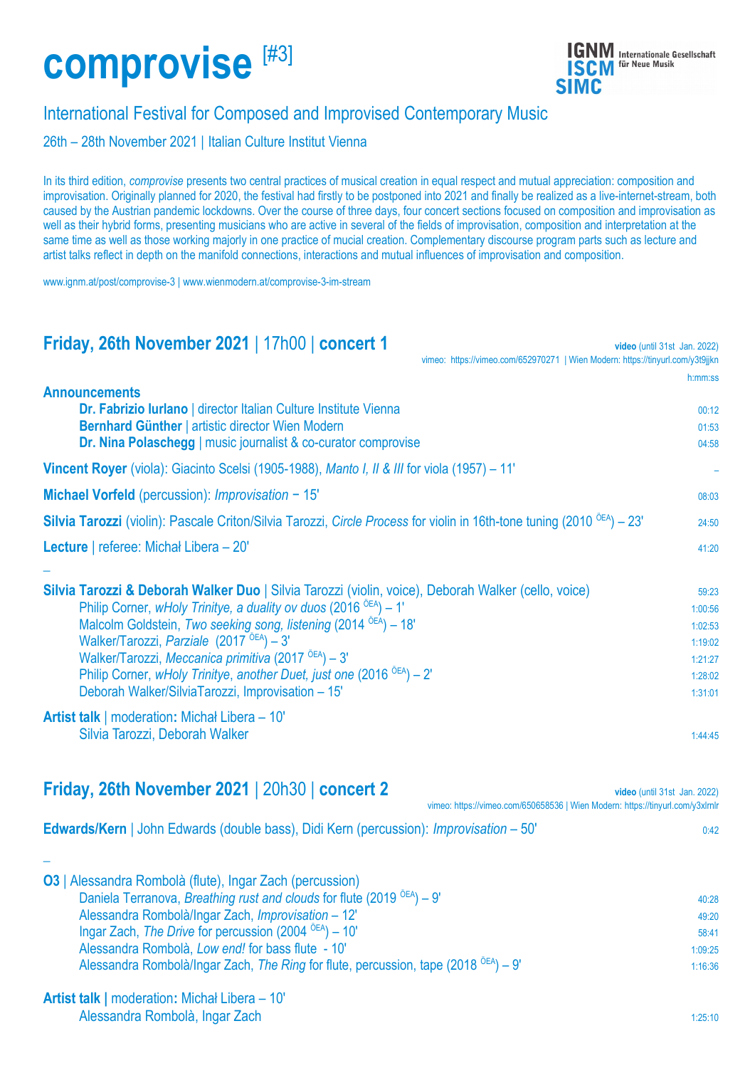# comprovise [#3]

**IGNM ISCM SIMC** Internationale Gesellschaft für Neue Musik

## International Festival for Composed and Improvised Contemporary Music

26th – 28th November 2021 | Italian Culture Institut Vienna

In its third edition, *comprovise* presents two central practices of musical creation in equal respect and mutual appreciation: composition and improvisation. Originally planned for 2020, the festival had firstly to be postponed into 2021 and finally be realized as a live-internet-stream, both caused by the Austrian pandemic lockdowns. Over the course of three days, four concert sections focused on composition and improvisation as well as their hybrid forms, presenting musicians who are active in several of the fields of improvisation, composition and interpretation at the same time as well as those working majorly in one practice of mucial creation. Complementary discourse program parts such as lecture and artist talks reflect in depth on the manifold connections, interactions and mutual influences of improvisation and composition.

www.ignm.at/post/comprovise-3 | www.wienmodern.at/comprovise-3-im-stream

## Friday, 26th November 2021 | 17h00 | concert 1

**video** (until 31st Jan. 2022)
vimeo: https://vimeo.com/652970271 | Wien Modern: https://tinyurl.com/y3t9jjkn

| | h:mm:ss |
|---|---|
| **Announcements** | |
| **Dr. Fabrizio Iurlano** \| director Italian Culture Institute Vienna | 00:12 |
| **Bernhard Günther** \| artistic director Wien Modern | 01:53 |
| **Dr. Nina Polaschegg** \| music journalist & co-curator comprovise | 04:58 |
| **Vincent Royer** (viola): Giacinto Scelsi (1905-1988), *Manto I, II & III* for viola (1957) – 11' | – |
| **Michael Vorfeld** (percussion): *Improvisation* − 15' | 08:03 |
| **Silvia Tarozzi** (violin): Pascale Criton/Silvia Tarozzi, *Circle Process* for violin in 16th-tone tuning (2010 [ÖEA]) – 23' | 24:50 |
| **Lecture** \| referee: Michał Libera – 20' | 41:20 |
| – | |
| **Silvia Tarozzi & Deborah Walker Duo** \| Silvia Tarozzi (violin, voice), Deborah Walker (cello, voice) | 59:23 |
| Philip Corner, *wHoly Trinitye, a duality ov duos* (2016 [ÖEA]) – 1' | 1:00:56 |
| Malcolm Goldstein, *Two seeking song, listening* (2014 [ÖEA]) – 18' | 1:02:53 |
| Walker/Tarozzi, *Parziale* (2017 [ÖEA]) – 3' | 1:19:02 |
| Walker/Tarozzi, *Meccanica primitiva* (2017 [ÖEA]) – 3' | 1:21:27 |
| Philip Corner, *wHoly Trinitye, another Duet, just one* (2016 [ÖEA]) – 2' | 1:28:02 |
| Deborah Walker/SilviaTarozzi, Improvisation – 15' | 1:31:01 |
| **Artist talk** \| moderation**:** Michał Libera – 10' Silvia Tarozzi, Deborah Walker | 1:44:45 |

## Friday, 26th November 2021 | 20h30 | concert 2

**video** (until 31st Jan. 2022)
vimeo: https://vimeo.com/650658536 | Wien Modern: https://tinyurl.com/y3xlrnlr

| | |
|---|---|
| **Edwards/Kern** \| John Edwards (double bass), Didi Kern (percussion): *Improvisation* – 50' | 0:42 |
| – | |
| **O3** \| Alessandra Rombolà (flute), Ingar Zach (percussion) | |
| Daniela Terranova, *Breathing rust and clouds* for flute (2019 [ÖEA]) – 9' | 40:28 |
| Alessandra Rombolà/Ingar Zach, *Improvisation* – 12' | 49:20 |
| Ingar Zach, *The Drive* for percussion (2004 [ÖEA]) – 10' | 58:41 |
| Alessandra Rombolà, *Low end!* for bass flute - 10' | 1:09:25 |
| Alessandra Rombolà/Ingar Zach, *The Ring* for flute, percussion, tape (2018 [ÖEA]) – 9' | 1:16:36 |
| **Artist talk \|** moderation**:** Michał Libera – 10' Alessandra Rombolà, Ingar Zach | 1:25:10 |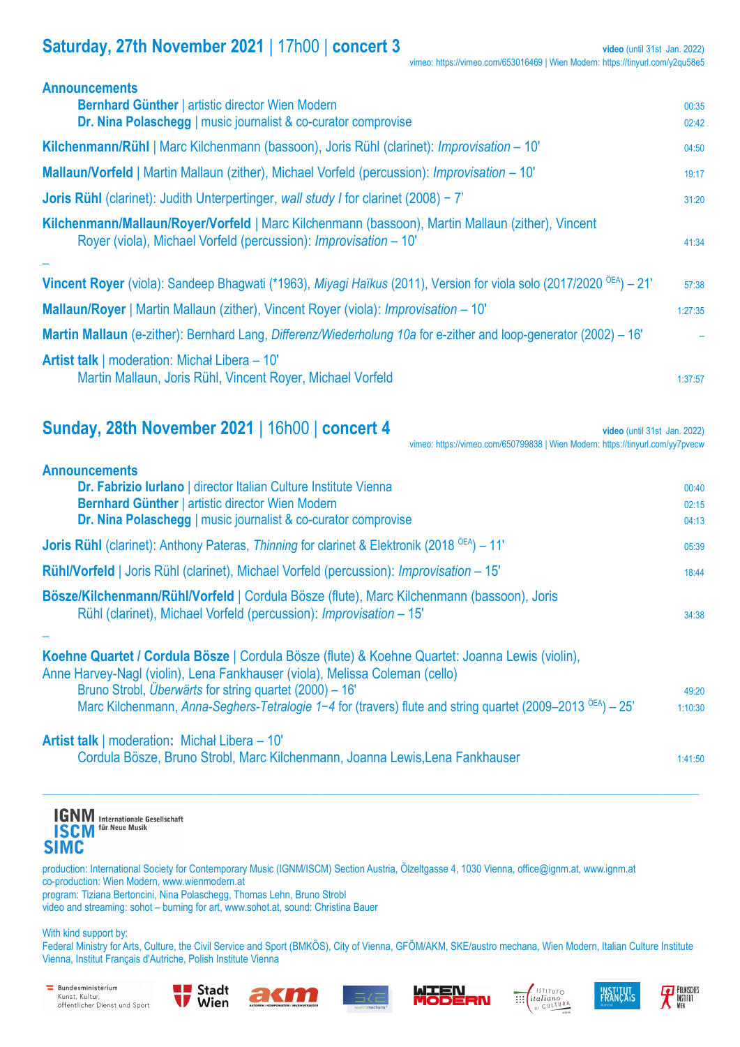## **Saturday, 27th November 2021** | 17h00 | **concert 3**

**video** (until 31st Jan. 2022)
vimeo: https://vimeo.com/653016469 | Wien Modern: https://tinyurl.com/y2qu58e5

**Announcements**

- **Bernhard Günther** | artistic director Wien Modern — 00:35
- **Dr. Nina Polaschegg** | music journalist & co-curator comprovise — 02:42

**Kilchenmann/Rühl** | Marc Kilchenmann (bassoon), Joris Rühl (clarinet): *Improvisation* – 10' — 04:50

**Mallaun/Vorfeld** | Martin Mallaun (zither), Michael Vorfeld (percussion): *Improvisation* – 10' — 19:17

**Joris Rühl** (clarinet): Judith Unterpertinger, *wall study I* for clarinet (2008) − 7' — 31:20

**Kilchenmann/Mallaun/Royer/Vorfeld** | Marc Kilchenmann (bassoon), Martin Mallaun (zither), Vincent Royer (viola), Michael Vorfeld (percussion): *Improvisation* – 10' — 41:34

–

**Vincent Royer** (viola): Sandeep Bhagwati (*1963), *Miyagi Haïkus* (2011), Version for viola solo (2017/2020 [ÖEA]) – 21' — 57:38

**Mallaun/Royer** | Martin Mallaun (zither), Vincent Royer (viola): *Improvisation* – 10' — 1:27:35

**Martin Mallaun** (e-zither): Bernhard Lang, *Differenz/Wiederholung 10a* for e-zither and loop-generator (2002) – 16' — –

**Artist talk** | moderation: Michał Libera – 10'
Martin Mallaun, Joris Rühl, Vincent Royer, Michael Vorfeld — 1:37:57

## **Sunday, 28th November 2021** | 16h00 | **concert 4**

**video** (until 31st Jan. 2022)
vimeo: https://vimeo.com/650799838 | Wien Modern: https://tinyurl.com/yy7pvecw

**Announcements**

- **Dr. Fabrizio Iurlano** | director Italian Culture Institute Vienna — 00:40
- **Bernhard Günther** | artistic director Wien Modern — 02:15
- **Dr. Nina Polaschegg** | music journalist & co-curator comprovise — 04:13

**Joris Rühl** (clarinet): Anthony Pateras, *Thinning* for clarinet & Elektronik (2018 [ÖEA]) – 11' — 05:39

**Rühl/Vorfeld** | Joris Rühl (clarinet), Michael Vorfeld (percussion): *Improvisation* – 15' — 18:44

**Bösze/Kilchenmann/Rühl/Vorfeld** | Cordula Bösze (flute), Marc Kilchenmann (bassoon), Joris Rühl (clarinet), Michael Vorfeld (percussion): *Improvisation* – 15' — 34:38

–

**Koehne Quartet / Cordula Bösze** | Cordula Bösze (flute) & Koehne Quartet: Joanna Lewis (violin), Anne Harvey-Nagl (violin), Lena Fankhauser (viola), Melissa Coleman (cello)

- Bruno Strobl, *Überwärts* for string quartet (2000) – 16' — 49:20
- Marc Kilchenmann, *Anna-Seghers-Tetralogie 1−4* for (travers) flute and string quartet (2009–2013 [ÖEA]) – 25' — 1:10:30

**Artist talk** | moderation: Michał Libera – 10'
Cordula Bösze, Bruno Strobl, Marc Kilchenmann, Joanna Lewis, Lena Fankhauser — 1:41:50

---

IGNM ISCM SIMC Internationale Gesellschaft für Neue Musik

production: International Society for Contemporary Music (IGNM/ISCM) Section Austria, Ölzeltgasse 4, 1030 Vienna, office@ignm.at, www.ignm.at
co-production: Wien Modern, www.wienmodern.at
program: Tiziana Bertoncini, Nina Polaschegg, Thomas Lehn, Bruno Strobl
video and streaming: sohot – burning for art, www.sohot.at, sound: Christina Bauer

With kind support by:
Federal Ministry for Arts, Culture, the Civil Service and Sport (BMKÖS), City of Vienna, GFÖM/AKM, SKE/austro mechana, Wien Modern, Italian Culture Institute Vienna, Institut Français d'Autriche, Polish Institute Vienna

Bundesministerium Kunst, Kultur, öffentlicher Dienst und Sport · Stadt Wien · akm · austro mechana · WIEN MODERN · Istituto italiano di Cultura · Institut Français · Polnisches Institut Wien